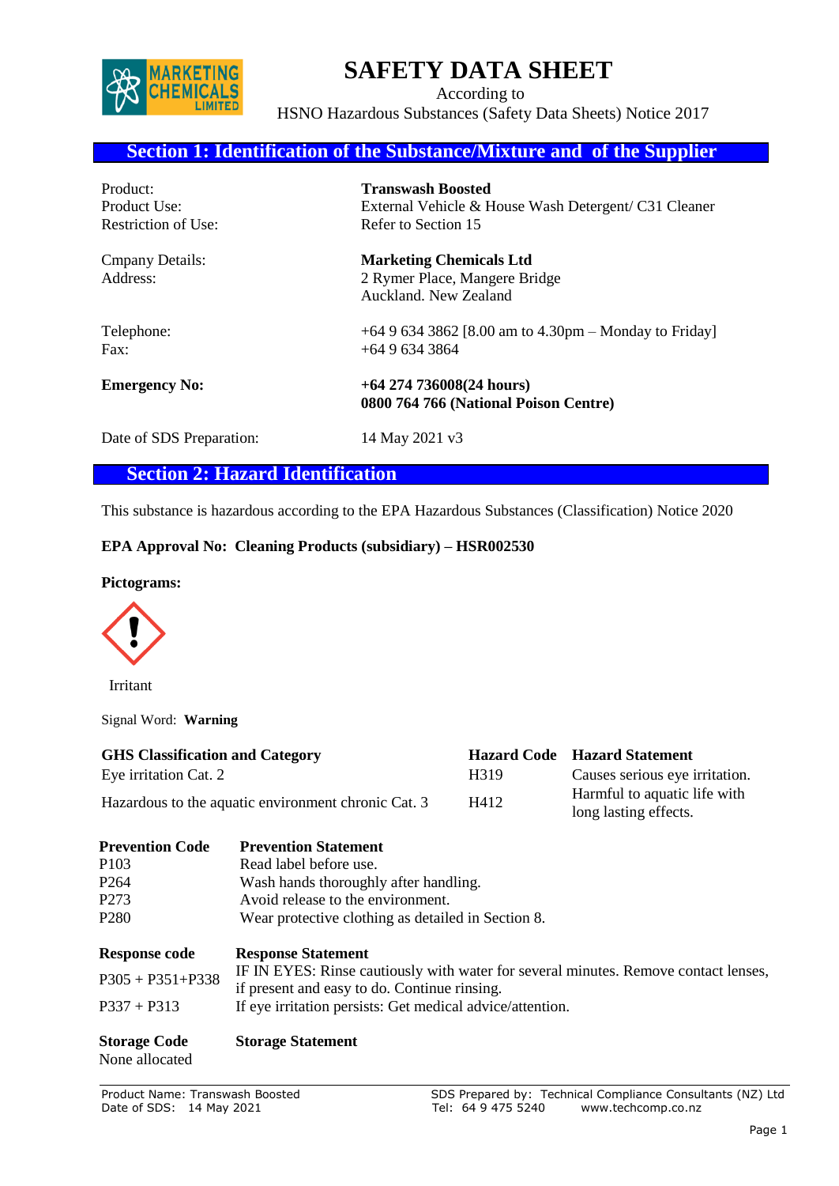# SAFETY DATA SHEET

According to
HSNO Hazardous Substances (Safety Data Sheets) Notice 2017

## Section 1: Identification of the Substance/Mixture and of the Supplier

| | |
|---|---|
| Product: | **Transwash Boosted** |
| Product Use: | External Vehicle & House Wash Detergent/ C31 Cleaner |
| Restriction of Use: | Refer to Section 15 |
| Cmpany Details: | **Marketing Chemicals Ltd** |
| Address: | 2 Rymer Place, Mangere Bridge<br>Auckland. New Zealand |
| Telephone: | +64 9 634 3862 [8.00 am to 4.30pm – Monday to Friday] |
| Fax: | +64 9 634 3864 |
| **Emergency No:** | **+64 274 736008(24 hours)**<br>**0800 764 766 (National Poison Centre)** |
| Date of SDS Preparation: | 14 May 2021 v3 |

## Section 2: Hazard Identification

This substance is hazardous according to the EPA Hazardous Substances (Classification) Notice 2020

**EPA Approval No: Cleaning Products (subsidiary) – HSR002530**

**Pictograms:**

Irritant

Signal Word: **Warning**

| GHS Classification and Category | Hazard Code | Hazard Statement |
|---|---|---|
| Eye irritation Cat. 2 | H319 | Causes serious eye irritation. |
| Hazardous to the aquatic environment chronic Cat. 3 | H412 | Harmful to aquatic life with long lasting effects. |

| Prevention Code | Prevention Statement |
|---|---|
| P103 | Read label before use. |
| P264 | Wash hands thoroughly after handling. |
| P273 | Avoid release to the environment. |
| P280 | Wear protective clothing as detailed in Section 8. |

| Response code | Response Statement |
|---|---|
| P305 + P351+P338 | IF IN EYES: Rinse cautiously with water for several minutes. Remove contact lenses, if present and easy to do. Continue rinsing. |
| P337 + P313 | If eye irritation persists: Get medical advice/attention. |

| Storage Code | Storage Statement |
|---|---|
| None allocated | |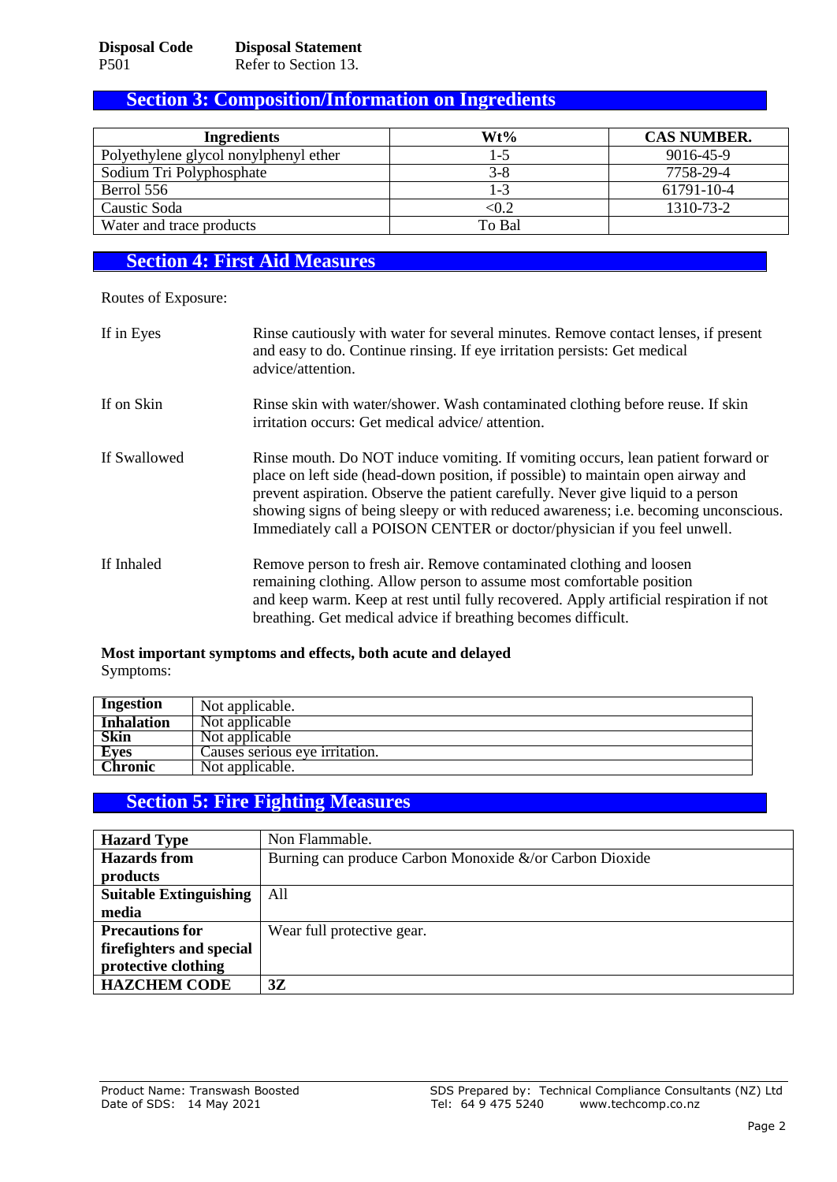| Disposal Code | Disposal Statement |
| --- | --- |
| P501 | Refer to Section 13. |

## Section 3: Composition/Information on Ingredients

| Ingredients | Wt% | CAS NUMBER. |
| --- | --- | --- |
| Polyethylene glycol nonylphenyl ether | 1-5 | 9016-45-9 |
| Sodium Tri Polyphosphate | 3-8 | 7758-29-4 |
| Berrol 556 | 1-3 | 61791-10-4 |
| Caustic Soda | <0.2 | 1310-73-2 |
| Water and trace products | To Bal | |

## Section 4: First Aid Measures

Routes of Exposure:

| | |
| --- | --- |
| If in Eyes | Rinse cautiously with water for several minutes. Remove contact lenses, if present and easy to do. Continue rinsing. If eye irritation persists: Get medical advice/attention. |
| If on Skin | Rinse skin with water/shower. Wash contaminated clothing before reuse. If skin irritation occurs: Get medical advice/ attention. |
| If Swallowed | Rinse mouth. Do NOT induce vomiting. If vomiting occurs, lean patient forward or place on left side (head-down position, if possible) to maintain open airway and prevent aspiration. Observe the patient carefully. Never give liquid to a person showing signs of being sleepy or with reduced awareness; i.e. becoming unconscious. Immediately call a POISON CENTER or doctor/physician if you feel unwell. |
| If Inhaled | Remove person to fresh air. Remove contaminated clothing and loosen remaining clothing. Allow person to assume most comfortable position and keep warm. Keep at rest until fully recovered. Apply artificial respiration if not breathing. Get medical advice if breathing becomes difficult. |

**Most important symptoms and effects, both acute and delayed**

Symptoms:

| | |
| --- | --- |
| **Ingestion** | Not applicable. |
| **Inhalation** | Not applicable |
| **Skin** | Not applicable |
| **Eyes** | Causes serious eye irritation. |
| **Chronic** | Not applicable. |

## Section 5: Fire Fighting Measures

| | |
| --- | --- |
| **Hazard Type** | Non Flammable. |
| **Hazards from products** | Burning can produce Carbon Monoxide &/or Carbon Dioxide |
| **Suitable Extinguishing media** | All |
| **Precautions for firefighters and special protective clothing** | Wear full protective gear. |
| **HAZCHEM CODE** | **3Z** |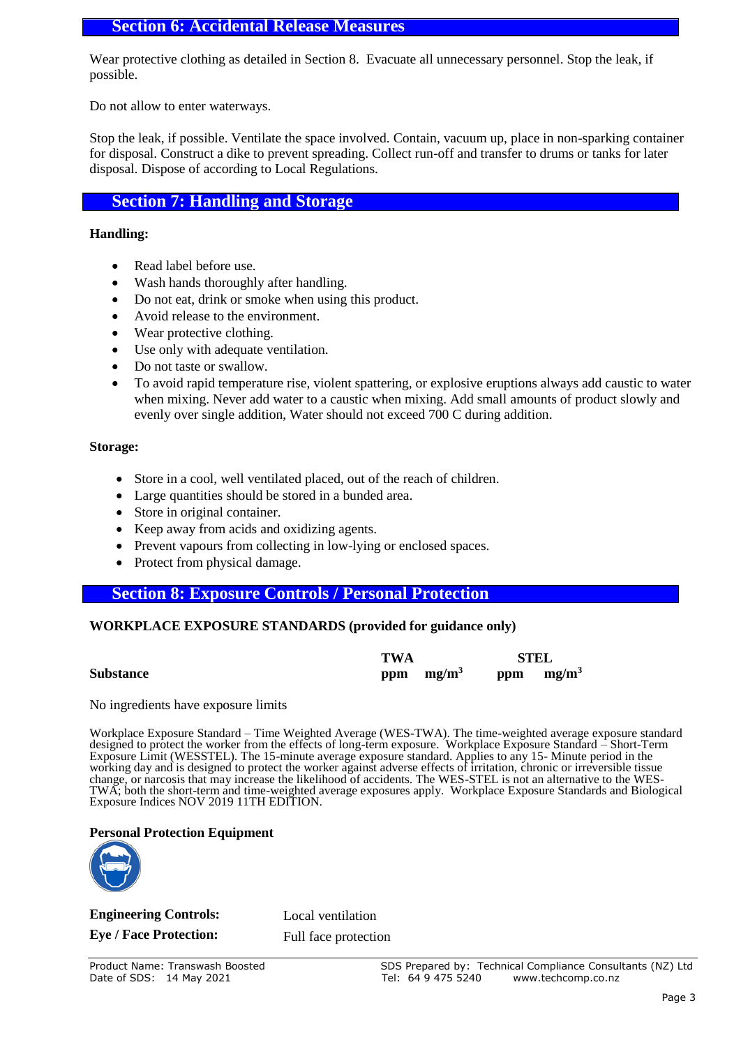## Section 6: Accidental Release Measures

Wear protective clothing as detailed in Section 8. Evacuate all unnecessary personnel. Stop the leak, if possible.

Do not allow to enter waterways.

Stop the leak, if possible. Ventilate the space involved. Contain, vacuum up, place in non-sparking container for disposal. Construct a dike to prevent spreading. Collect run-off and transfer to drums or tanks for later disposal. Dispose of according to Local Regulations.

## Section 7: Handling and Storage

**Handling:**

- Read label before use.
- Wash hands thoroughly after handling.
- Do not eat, drink or smoke when using this product.
- Avoid release to the environment.
- Wear protective clothing.
- Use only with adequate ventilation.
- Do not taste or swallow.
- To avoid rapid temperature rise, violent spattering, or explosive eruptions always add caustic to water when mixing. Never add water to a caustic when mixing. Add small amounts of product slowly and evenly over single addition, Water should not exceed 700 C during addition.

**Storage:**

- Store in a cool, well ventilated placed, out of the reach of children.
- Large quantities should be stored in a bunded area.
- Store in original container.
- Keep away from acids and oxidizing agents.
- Prevent vapours from collecting in low-lying or enclosed spaces.
- Protect from physical damage.

## Section 8: Exposure Controls / Personal Protection

**WORKPLACE EXPOSURE STANDARDS (provided for guidance only)**

| | TWA | | STEL | |
|---|---|---|---|---|
| **Substance** | **ppm** | **mg/m$^3$** | **ppm** | **mg/m$^3$** |

No ingredients have exposure limits

Workplace Exposure Standard – Time Weighted Average (WES-TWA). The time-weighted average exposure standard designed to protect the worker from the effects of long-term exposure. Workplace Exposure Standard – Short-Term Exposure Limit (WESSTEL). The 15-minute average exposure standard. Applies to any 15- Minute period in the working day and is designed to protect the worker against adverse effects of irritation, chronic or irreversible tissue change, or narcosis that may increase the likelihood of accidents. The WES-STEL is not an alternative to the WES-TWA; both the short-term and time-weighted average exposures apply. Workplace Exposure Standards and Biological Exposure Indices NOV 2019 11TH EDITION.

**Personal Protection Equipment**

**Engineering Controls:** Local ventilation

**Eye / Face Protection:** Full face protection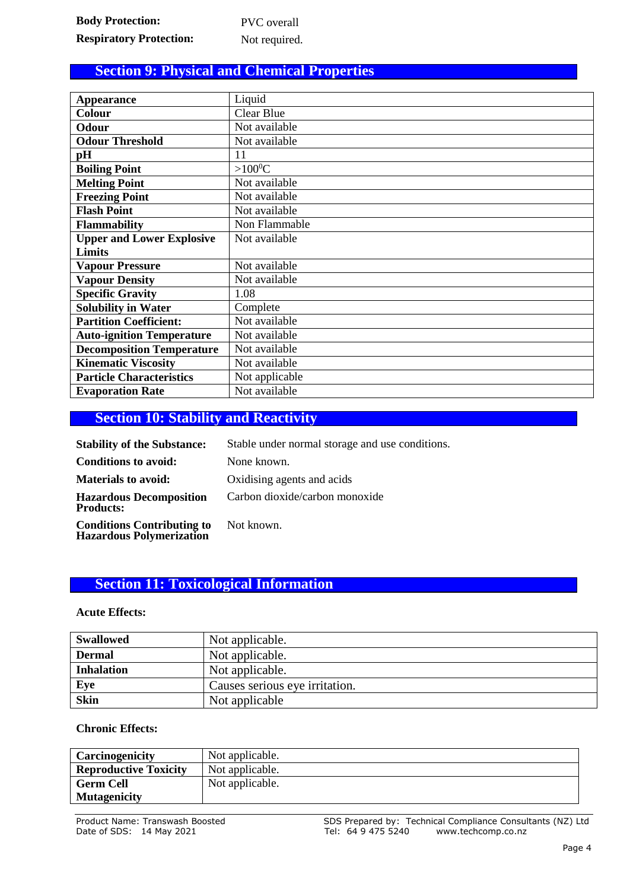**Body Protection:** PVC overall

**Respiratory Protection:** Not required.

## Section 9: Physical and Chemical Properties

| Property | Value |
|---|---|
| **Appearance** | Liquid |
| **Colour** | Clear Blue |
| **Odour** | Not available |
| **Odour Threshold** | Not available |
| **pH** | 11 |
| **Boiling Point** | >100$^0$C |
| **Melting Point** | Not available |
| **Freezing Point** | Not available |
| **Flash Point** | Not available |
| **Flammability** | Non Flammable |
| **Upper and Lower Explosive Limits** | Not available |
| **Vapour Pressure** | Not available |
| **Vapour Density** | Not available |
| **Specific Gravity** | 1.08 |
| **Solubility in Water** | Complete |
| **Partition Coefficient:** | Not available |
| **Auto-ignition Temperature** | Not available |
| **Decomposition Temperature** | Not available |
| **Kinematic Viscosity** | Not available |
| **Particle Characteristics** | Not applicable |
| **Evaporation Rate** | Not available |

## Section 10: Stability and Reactivity

**Stability of the Substance:** Stable under normal storage and use conditions.

**Conditions to avoid:** None known.

**Materials to avoid:** Oxidising agents and acids

**Hazardous Decomposition Products:** Carbon dioxide/carbon monoxide

**Conditions Contributing to Hazardous Polymerization** Not known.

## Section 11: Toxicological Information

**Acute Effects:**

| Route | Effect |
|---|---|
| **Swallowed** | Not applicable. |
| **Dermal** | Not applicable. |
| **Inhalation** | Not applicable. |
| **Eye** | Causes serious eye irritation. |
| **Skin** | Not applicable |

**Chronic Effects:**

| Effect | Value |
|---|---|
| **Carcinogenicity** | Not applicable. |
| **Reproductive Toxicity** | Not applicable. |
| **Germ Cell Mutagenicity** | Not applicable. |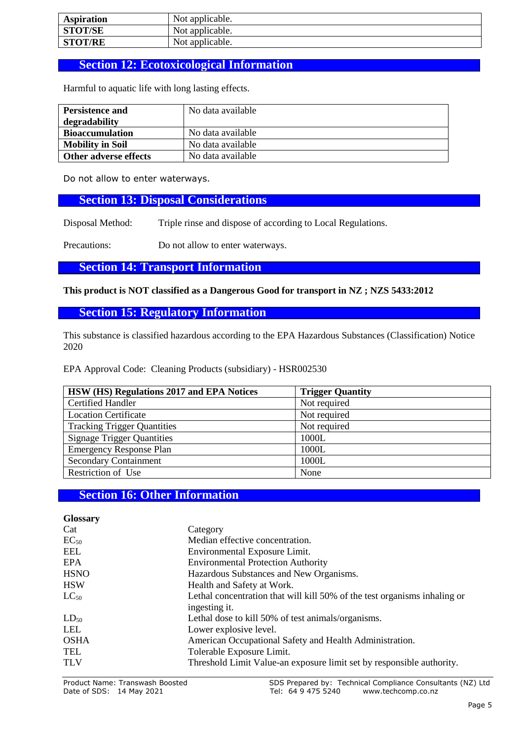| Aspiration | Not applicable. |
|---|---|
| STOT/SE | Not applicable. |
| STOT/RE | Not applicable. |

## Section 12: Ecotoxicological Information

Harmful to aquatic life with long lasting effects.

| Persistence and degradability | No data available |
|---|---|
| Bioaccumulation | No data available |
| Mobility in Soil | No data available |
| Other adverse effects | No data available |

Do not allow to enter waterways.

## Section 13: Disposal Considerations

Disposal Method: Triple rinse and dispose of according to Local Regulations.

Precautions: Do not allow to enter waterways.

## Section 14: Transport Information

**This product is NOT classified as a Dangerous Good for transport in NZ ; NZS 5433:2012**

## Section 15: Regulatory Information

This substance is classified hazardous according to the EPA Hazardous Substances (Classification) Notice 2020

EPA Approval Code: Cleaning Products (subsidiary) - HSR002530

| HSW (HS) Regulations 2017 and EPA Notices | Trigger Quantity |
|---|---|
| Certified Handler | Not required |
| Location Certificate | Not required |
| Tracking Trigger Quantities | Not required |
| Signage Trigger Quantities | 1000L |
| Emergency Response Plan | 1000L |
| Secondary Containment | 1000L |
| Restriction of Use | None |

## Section 16: Other Information

**Glossary**

| | |
|---|---|
| Cat | Category |
| $EC_{50}$ | Median effective concentration. |
| EEL | Environmental Exposure Limit. |
| EPA | Environmental Protection Authority |
| HSNO | Hazardous Substances and New Organisms. |
| HSW | Health and Safety at Work. |
| $LC_{50}$ | Lethal concentration that will kill 50% of the test organisms inhaling or ingesting it. |
| $LD_{50}$ | Lethal dose to kill 50% of test animals/organisms. |
| LEL | Lower explosive level. |
| OSHA | American Occupational Safety and Health Administration. |
| TEL | Tolerable Exposure Limit. |
| TLV | Threshold Limit Value-an exposure limit set by responsible authority. |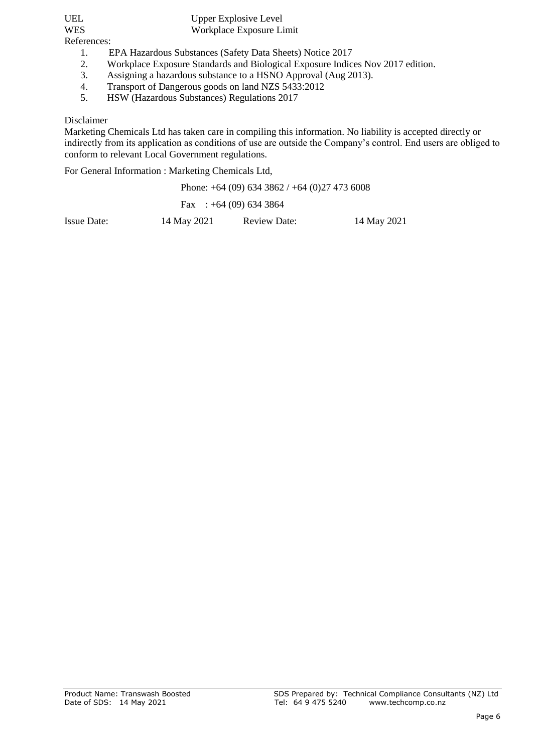| | |
|---|---|
| UEL | Upper Explosive Level |
| WES | Workplace Exposure Limit |

References:

1. EPA Hazardous Substances (Safety Data Sheets) Notice 2017
2. Workplace Exposure Standards and Biological Exposure Indices Nov 2017 edition.
3. Assigning a hazardous substance to a HSNO Approval (Aug 2013).
4. Transport of Dangerous goods on land NZS 5433:2012
5. HSW (Hazardous Substances) Regulations 2017

Disclaimer

Marketing Chemicals Ltd has taken care in compiling this information. No liability is accepted directly or indirectly from its application as conditions of use are outside the Company's control. End users are obliged to conform to relevant Local Government regulations.

For General Information : Marketing Chemicals Ltd,

Phone: +64 (09) 634 3862 / +64 (0)27 473 6008

Fax : +64 (09) 634 3864

Issue Date: 14 May 2021 Review Date: 14 May 2021